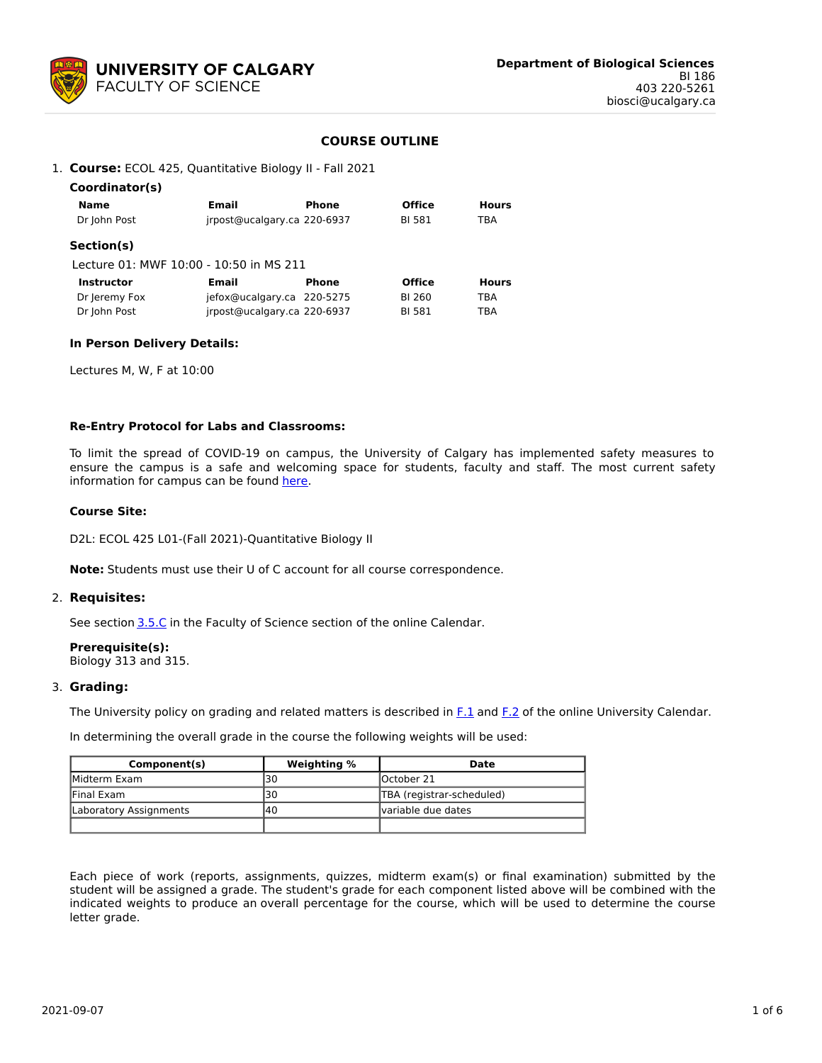**UNIVERSITY OF CALGARY**
FACULTY OF SCIENCE

**Department of Biological Sciences**
BI 186
403 220-5261
biosci@ucalgary.ca

# COURSE OUTLINE

1. **Course:** ECOL 425, Quantitative Biology II - Fall 2021

### Coordinator(s)

| Name | Email | Phone | Office | Hours |
|---|---|---|---|---|
| Dr John Post | jrpost@ucalgary.ca | 220-6937 | BI 581 | TBA |

### Section(s)

Lecture 01: MWF 10:00 - 10:50 in MS 211

| Instructor | Email | Phone | Office | Hours |
|---|---|---|---|---|
| Dr Jeremy Fox | jefox@ucalgary.ca | 220-5275 | BI 260 | TBA |
| Dr John Post | jrpost@ucalgary.ca | 220-6937 | BI 581 | TBA |

**In Person Delivery Details:**

Lectures M, W, F at 10:00

**Re-Entry Protocol for Labs and Classrooms:**

To limit the spread of COVID-19 on campus, the University of Calgary has implemented safety measures to ensure the campus is a safe and welcoming space for students, faculty and staff. The most current safety information for campus can be found here.

**Course Site:**

D2L: ECOL 425 L01-(Fall 2021)-Quantitative Biology II

**Note:** Students must use their U of C account for all course correspondence.

2. **Requisites:**

See section 3.5.C in the Faculty of Science section of the online Calendar.

**Prerequisite(s):**
Biology 313 and 315.

3. **Grading:**

The University policy on grading and related matters is described in F.1 and F.2 of the online University Calendar.

In determining the overall grade in the course the following weights will be used:

| Component(s) | Weighting % | Date |
|---|---|---|
| Midterm Exam | 30 | October 21 |
| Final Exam | 30 | TBA (registrar-scheduled) |
| Laboratory Assignments | 40 | variable due dates |
| | | |

Each piece of work (reports, assignments, quizzes, midterm exam(s) or final examination) submitted by the student will be assigned a grade. The student's grade for each component listed above will be combined with the indicated weights to produce an overall percentage for the course, which will be used to determine the course letter grade.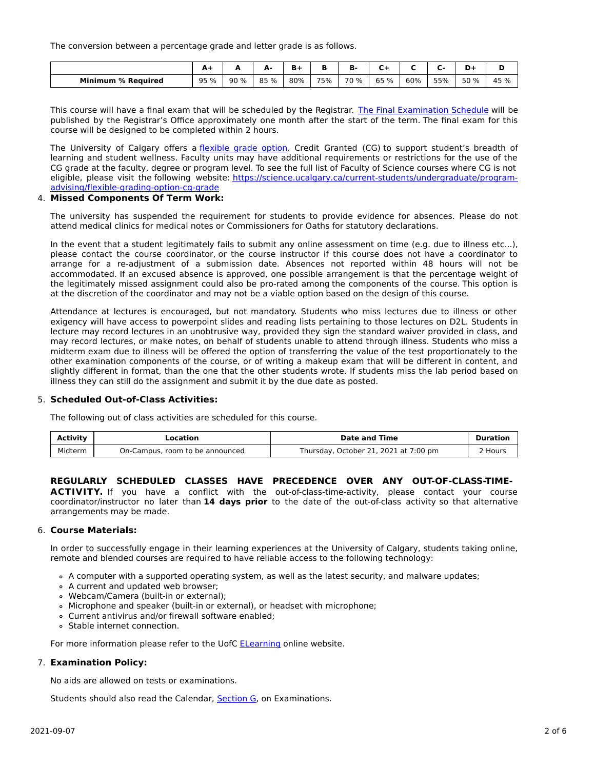The conversion between a percentage grade and letter grade is as follows.

| | A+ | A | A- | B+ | B | B- | C+ | C | C- | D+ | D |
|---|---|---|---|---|---|---|---|---|---|---|---|
| **Minimum % Required** | 95 % | 90 % | 85 % | 80% | 75% | 70 % | 65 % | 60% | 55% | 50 % | 45 % |

This course will have a final exam that will be scheduled by the Registrar. The Final Examination Schedule will be published by the Registrar's Office approximately one month after the start of the term. The final exam for this course will be designed to be completed within 2 hours.

The University of Calgary offers a flexible grade option, Credit Granted (CG) to support student's breadth of learning and student wellness. Faculty units may have additional requirements or restrictions for the use of the CG grade at the faculty, degree or program level. To see the full list of Faculty of Science courses where CG is not eligible, please visit the following website: https://science.ucalgary.ca/current-students/undergraduate/program-advising/flexible-grading-option-cg-grade

4. **Missed Components Of Term Work:**

The university has suspended the requirement for students to provide evidence for absences. Please do not attend medical clinics for medical notes or Commissioners for Oaths for statutory declarations.

In the event that a student legitimately fails to submit any online assessment on time (e.g. due to illness etc...), please contact the course coordinator, or the course instructor if this course does not have a coordinator to arrange for a re-adjustment of a submission date. Absences not reported within 48 hours will not be accommodated. If an excused absence is approved, one possible arrangement is that the percentage weight of the legitimately missed assignment could also be pro-rated among the components of the course. This option is at the discretion of the coordinator and may not be a viable option based on the design of this course.

Attendance at lectures is encouraged, but not mandatory. Students who miss lectures due to illness or other exigency will have access to powerpoint slides and reading lists pertaining to those lectures on D2L. Students in lecture may record lectures in an unobtrusive way, provided they sign the standard waiver provided in class, and may record lectures, or make notes, on behalf of students unable to attend through illness. Students who miss a midterm exam due to illness will be offered the option of transferring the value of the test proportionately to the other examination components of the course, or of writing a makeup exam that will be different in content, and slightly different in format, than the one that the other students wrote. If students miss the lab period based on illness they can still do the assignment and submit it by the due date as posted.

5. **Scheduled Out-of-Class Activities:**

The following out of class activities are scheduled for this course.

| Activity | Location | Date and Time | Duration |
|---|---|---|---|
| Midterm | On-Campus, room to be announced | Thursday, October 21, 2021 at 7:00 pm | 2 Hours |

**REGULARLY SCHEDULED CLASSES HAVE PRECEDENCE OVER ANY OUT-OF-CLASS-TIME-ACTIVITY.** If you have a conflict with the out-of-class-time-activity, please contact your course coordinator/instructor no later than **14 days prior** to the date of the out-of-class activity so that alternative arrangements may be made.

6. **Course Materials:**

In order to successfully engage in their learning experiences at the University of Calgary, students taking online, remote and blended courses are required to have reliable access to the following technology:

- A computer with a supported operating system, as well as the latest security, and malware updates;
- A current and updated web browser;
- Webcam/Camera (built-in or external);
- Microphone and speaker (built-in or external), or headset with microphone;
- Current antivirus and/or firewall software enabled;
- Stable internet connection.

For more information please refer to the UofC ELearning online website.

7. **Examination Policy:**

No aids are allowed on tests or examinations.

Students should also read the Calendar, Section G, on Examinations.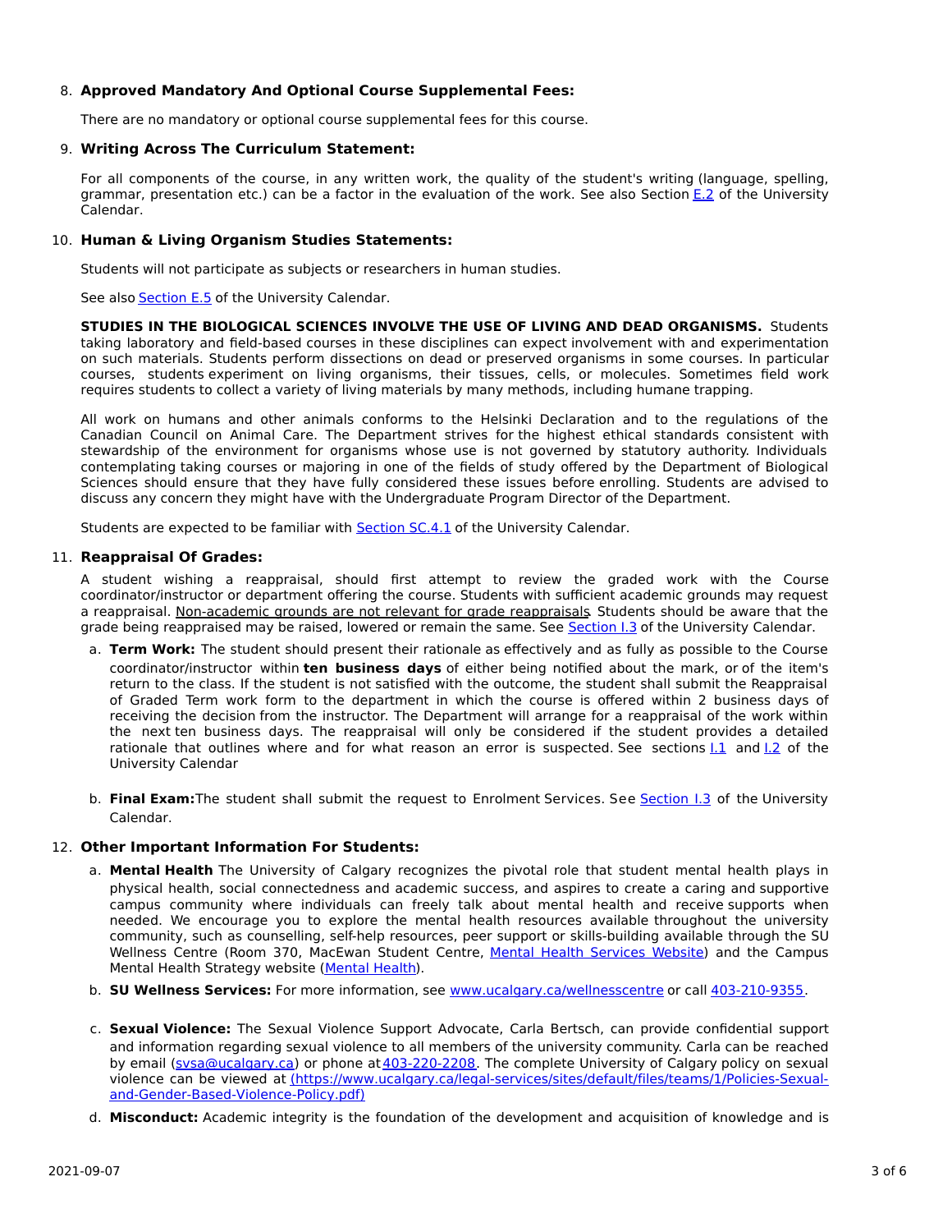8. **Approved Mandatory And Optional Course Supplemental Fees:**

   There are no mandatory or optional course supplemental fees for this course.

9. **Writing Across The Curriculum Statement:**

   For all components of the course, in any written work, the quality of the student's writing (language, spelling, grammar, presentation etc.) can be a factor in the evaluation of the work. See also Section E.2 of the University Calendar.

10. **Human & Living Organism Studies Statements:**

    Students will not participate as subjects or researchers in human studies.

    See also Section E.5 of the University Calendar.

    **STUDIES IN THE BIOLOGICAL SCIENCES INVOLVE THE USE OF LIVING AND DEAD ORGANISMS.** Students taking laboratory and field-based courses in these disciplines can expect involvement with and experimentation on such materials. Students perform dissections on dead or preserved organisms in some courses. In particular courses, students experiment on living organisms, their tissues, cells, or molecules. Sometimes field work requires students to collect a variety of living materials by many methods, including humane trapping.

    All work on humans and other animals conforms to the Helsinki Declaration and to the regulations of the Canadian Council on Animal Care. The Department strives for the highest ethical standards consistent with stewardship of the environment for organisms whose use is not governed by statutory authority. Individuals contemplating taking courses or majoring in one of the fields of study offered by the Department of Biological Sciences should ensure that they have fully considered these issues before enrolling. Students are advised to discuss any concern they might have with the Undergraduate Program Director of the Department.

    Students are expected to be familiar with Section SC.4.1 of the University Calendar.

11. **Reappraisal Of Grades:**

    A student wishing a reappraisal, should first attempt to review the graded work with the Course coordinator/instructor or department offering the course. Students with sufficient academic grounds may request a reappraisal. Non-academic grounds are not relevant for grade reappraisals. Students should be aware that the grade being reappraised may be raised, lowered or remain the same. See Section I.3 of the University Calendar.

    a. **Term Work:** The student should present their rationale as effectively and as fully as possible to the Course coordinator/instructor within **ten business days** of either being notified about the mark, or of the item's return to the class. If the student is not satisfied with the outcome, the student shall submit the Reappraisal of Graded Term work form to the department in which the course is offered within 2 business days of receiving the decision from the instructor. The Department will arrange for a reappraisal of the work within the next ten business days. The reappraisal will only be considered if the student provides a detailed rationale that outlines where and for what reason an error is suspected. See sections I.1 and I.2 of the University Calendar

    b. **Final Exam:** The student shall submit the request to Enrolment Services. See Section I.3 of the University Calendar.

12. **Other Important Information For Students:**

    a. **Mental Health** The University of Calgary recognizes the pivotal role that student mental health plays in physical health, social connectedness and academic success, and aspires to create a caring and supportive campus community where individuals can freely talk about mental health and receive supports when needed. We encourage you to explore the mental health resources available throughout the university community, such as counselling, self-help resources, peer support or skills-building available through the SU Wellness Centre (Room 370, MacEwan Student Centre, Mental Health Services Website) and the Campus Mental Health Strategy website (Mental Health).

    b. **SU Wellness Services:** For more information, see www.ucalgary.ca/wellnesscentre or call 403-210-9355.

    c. **Sexual Violence:** The Sexual Violence Support Advocate, Carla Bertsch, can provide confidential support and information regarding sexual violence to all members of the university community. Carla can be reached by email (svsa@ucalgary.ca) or phone at 403-220-2208. The complete University of Calgary policy on sexual violence can be viewed at (https://www.ucalgary.ca/legal-services/sites/default/files/teams/1/Policies-Sexual-and-Gender-Based-Violence-Policy.pdf)

    d. **Misconduct:** Academic integrity is the foundation of the development and acquisition of knowledge and is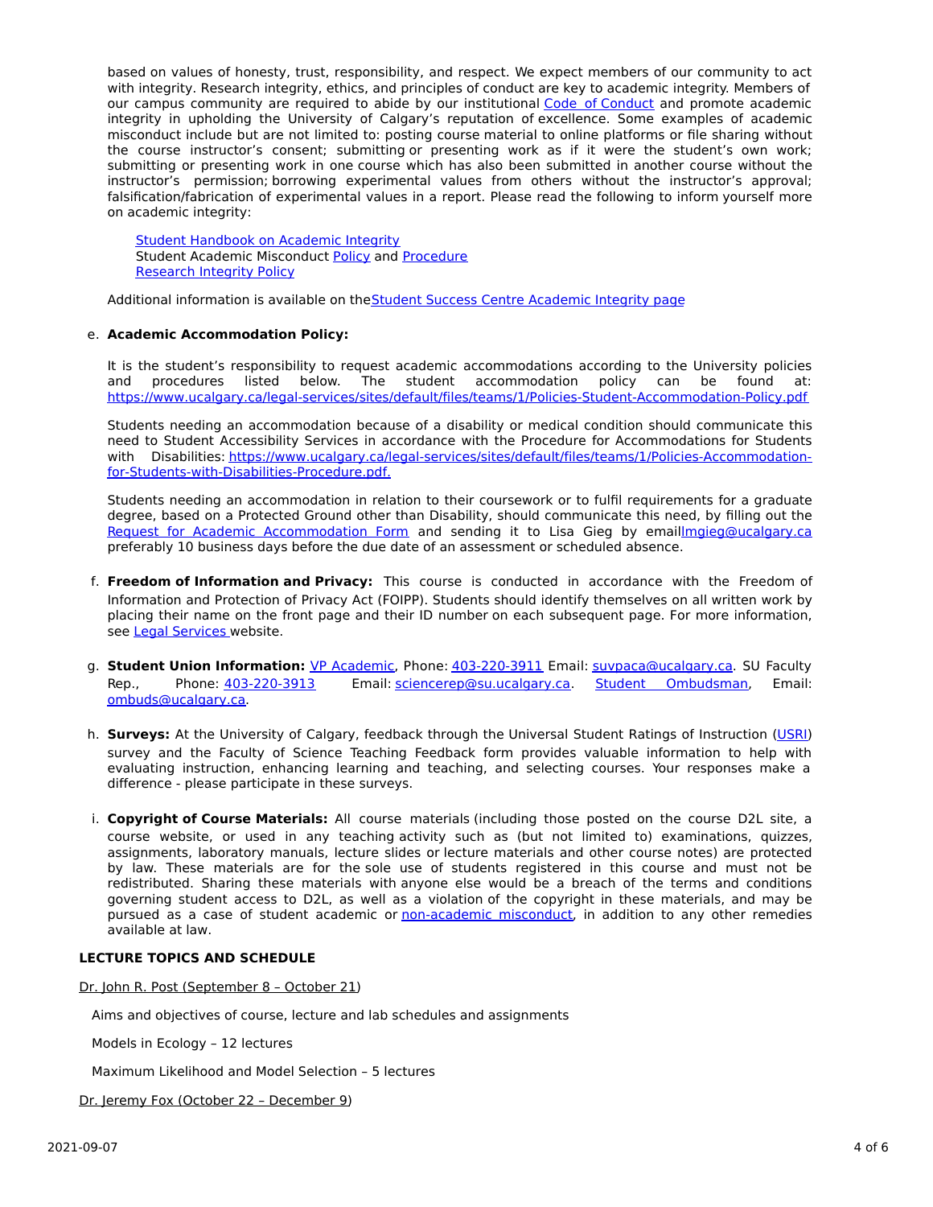based on values of honesty, trust, responsibility, and respect. We expect members of our community to act with integrity. Research integrity, ethics, and principles of conduct are key to academic integrity. Members of our campus community are required to abide by our institutional Code of Conduct and promote academic integrity in upholding the University of Calgary's reputation of excellence. Some examples of academic misconduct include but are not limited to: posting course material to online platforms or file sharing without the course instructor's consent; submitting or presenting work as if it were the student's own work; submitting or presenting work in one course which has also been submitted in another course without the instructor's permission; borrowing experimental values from others without the instructor's approval; falsification/fabrication of experimental values in a report. Please read the following to inform yourself more on academic integrity:

Student Handbook on Academic Integrity
Student Academic Misconduct Policy and Procedure
Research Integrity Policy

Additional information is available on the Student Success Centre Academic Integrity page

e. **Academic Accommodation Policy:**

It is the student's responsibility to request academic accommodations according to the University policies and procedures listed below. The student accommodation policy can be found at: https://www.ucalgary.ca/legal-services/sites/default/files/teams/1/Policies-Student-Accommodation-Policy.pdf

Students needing an accommodation because of a disability or medical condition should communicate this need to Student Accessibility Services in accordance with the Procedure for Accommodations for Students with Disabilities: https://www.ucalgary.ca/legal-services/sites/default/files/teams/1/Policies-Accommodation-for-Students-with-Disabilities-Procedure.pdf.

Students needing an accommodation in relation to their coursework or to fulfil requirements for a graduate degree, based on a Protected Ground other than Disability, should communicate this need, by filling out the Request for Academic Accommodation Form and sending it to Lisa Gieg by email lmgieg@ucalgary.ca preferably 10 business days before the due date of an assessment or scheduled absence.

f. **Freedom of Information and Privacy:** This course is conducted in accordance with the Freedom of Information and Protection of Privacy Act (FOIPP). Students should identify themselves on all written work by placing their name on the front page and their ID number on each subsequent page. For more information, see Legal Services website.

g. **Student Union Information:** VP Academic, Phone: 403-220-3911 Email: suvpaca@ucalgary.ca. SU Faculty Rep., Phone: 403-220-3913 Email: sciencerep@su.ucalgary.ca. Student Ombudsman, Email: ombuds@ucalgary.ca.

h. **Surveys:** At the University of Calgary, feedback through the Universal Student Ratings of Instruction (USRI) survey and the Faculty of Science Teaching Feedback form provides valuable information to help with evaluating instruction, enhancing learning and teaching, and selecting courses. Your responses make a difference - please participate in these surveys.

i. **Copyright of Course Materials:** All course materials (including those posted on the course D2L site, a course website, or used in any teaching activity such as (but not limited to) examinations, quizzes, assignments, laboratory manuals, lecture slides or lecture materials and other course notes) are protected by law. These materials are for the sole use of students registered in this course and must not be redistributed. Sharing these materials with anyone else would be a breach of the terms and conditions governing student access to D2L, as well as a violation of the copyright in these materials, and may be pursued as a case of student academic or non-academic misconduct, in addition to any other remedies available at law.

**LECTURE TOPICS AND SCHEDULE**

Dr. John R. Post (September 8 – October 21)

Aims and objectives of course, lecture and lab schedules and assignments

Models in Ecology – 12 lectures

Maximum Likelihood and Model Selection – 5 lectures

Dr. Jeremy Fox (October 22 – December 9)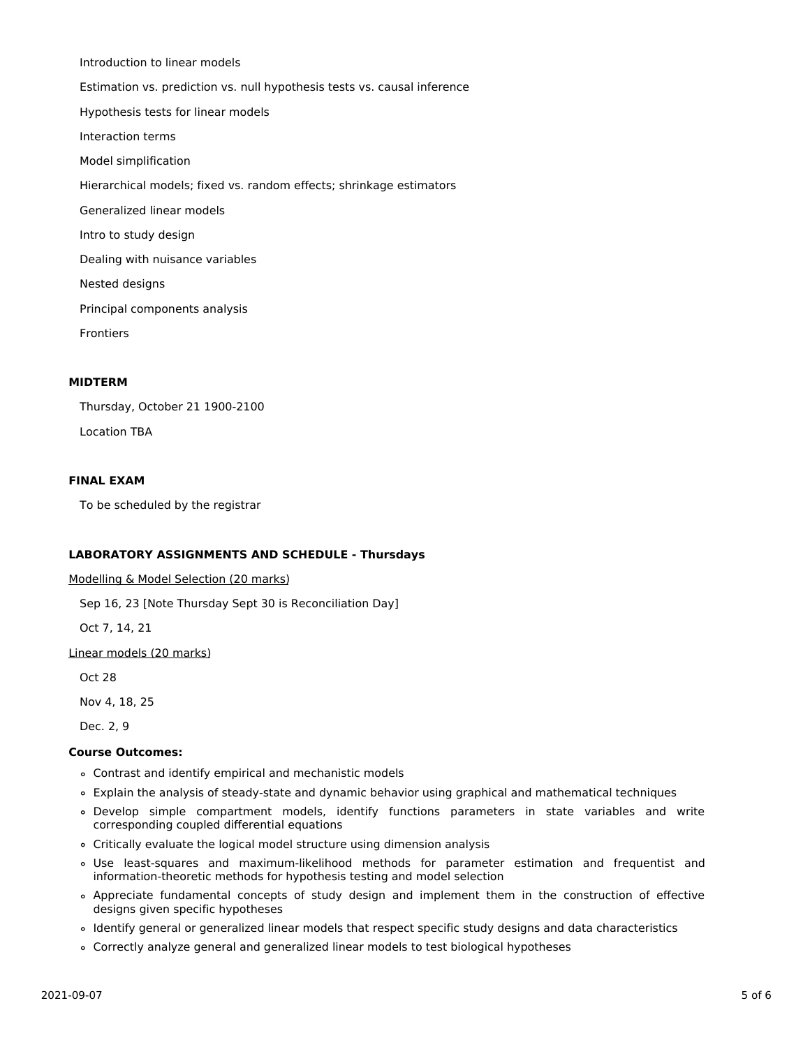Introduction to linear models

Estimation vs. prediction vs. null hypothesis tests vs. causal inference

Hypothesis tests for linear models

Interaction terms

Model simplification

Hierarchical models; fixed vs. random effects; shrinkage estimators

Generalized linear models

Intro to study design

Dealing with nuisance variables

Nested designs

Principal components analysis

Frontiers

**MIDTERM**

Thursday, October 21 1900-2100

Location TBA

**FINAL EXAM**

To be scheduled by the registrar

**LABORATORY ASSIGNMENTS AND SCHEDULE - Thursdays**

Modelling & Model Selection (20 marks)

Sep 16, 23 [Note Thursday Sept 30 is Reconciliation Day]

Oct 7, 14, 21

Linear models (20 marks)

Oct 28

Nov 4, 18, 25

Dec. 2, 9

**Course Outcomes:**

- Contrast and identify empirical and mechanistic models
- Explain the analysis of steady-state and dynamic behavior using graphical and mathematical techniques
- Develop simple compartment models, identify functions parameters in state variables and write corresponding coupled differential equations
- Critically evaluate the logical model structure using dimension analysis
- Use least-squares and maximum-likelihood methods for parameter estimation and frequentist and information-theoretic methods for hypothesis testing and model selection
- Appreciate fundamental concepts of study design and implement them in the construction of effective designs given specific hypotheses
- Identify general or generalized linear models that respect specific study designs and data characteristics
- Correctly analyze general and generalized linear models to test biological hypotheses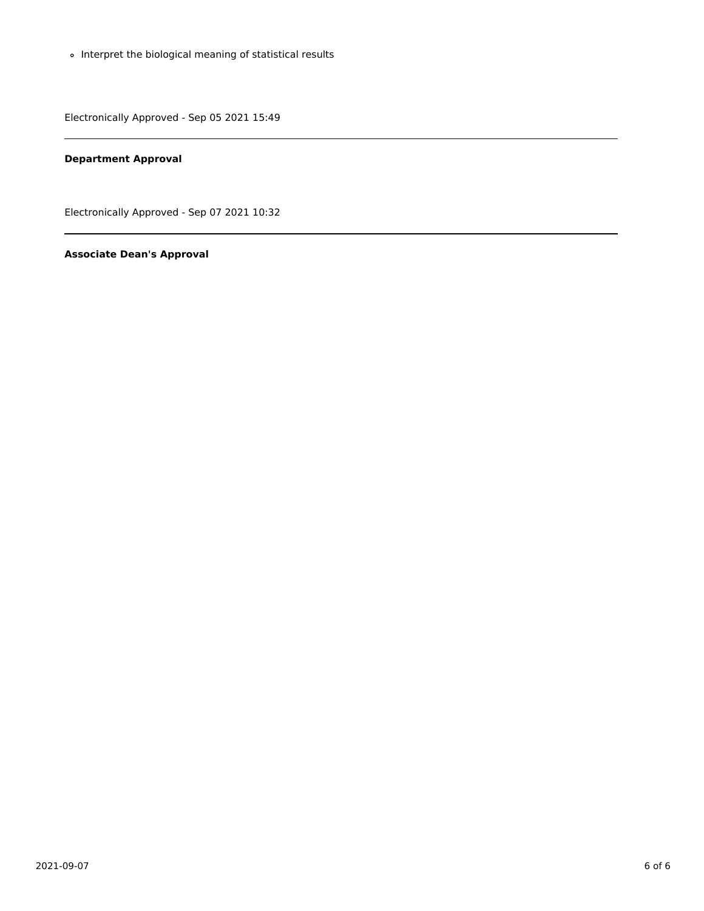- Interpret the biological meaning of statistical results

Electronically Approved - Sep 05 2021 15:49

---

**Department Approval**

Electronically Approved - Sep 07 2021 10:32

---

**Associate Dean's Approval**